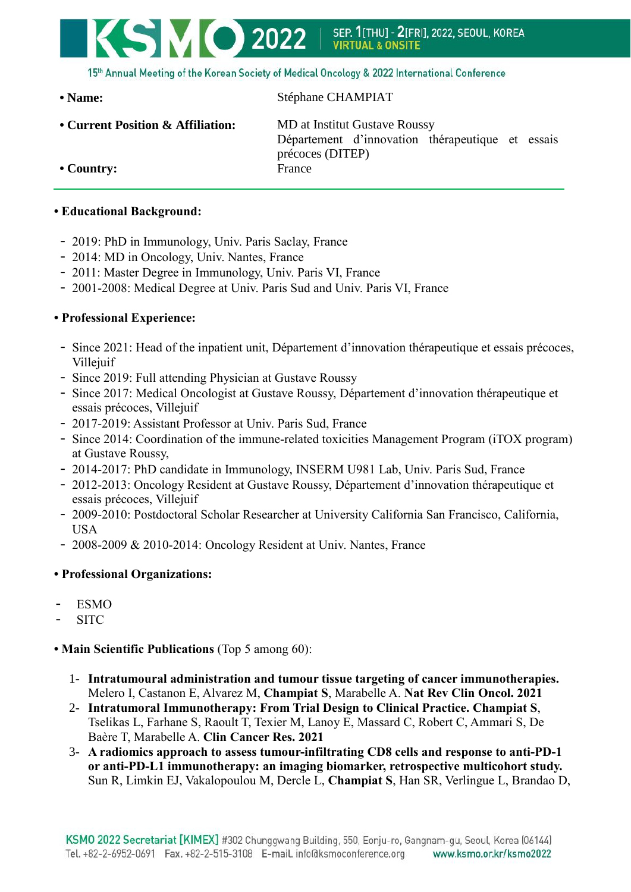- **Name:** Stéphane CHAMPIAT
- **Current Position & Affiliation:** MD at Institut Gustave Roussy Département d'innovation thérapeutique et essais précoces (DITEP)
- **Country:** France

---

**• Educational Background:**

- 2019: PhD in Immunology, Univ. Paris Saclay, France
- 2014: MD in Oncology, Univ. Nantes, France
- 2011: Master Degree in Immunology, Univ. Paris VI, France
- 2001-2008: Medical Degree at Univ. Paris Sud and Univ. Paris VI, France

**• Professional Experience:**

- Since 2021: Head of the inpatient unit, Département d'innovation thérapeutique et essais précoces, Villejuif
- Since 2019: Full attending Physician at Gustave Roussy
- Since 2017: Medical Oncologist at Gustave Roussy, Département d'innovation thérapeutique et essais précoces, Villejuif
- 2017-2019: Assistant Professor at Univ. Paris Sud, France
- Since 2014: Coordination of the immune-related toxicities Management Program (iTOX program) at Gustave Roussy,
- 2014-2017: PhD candidate in Immunology, INSERM U981 Lab, Univ. Paris Sud, France
- 2012-2013: Oncology Resident at Gustave Roussy, Département d'innovation thérapeutique et essais précoces, Villejuif
- 2009-2010: Postdoctoral Scholar Researcher at University California San Francisco, California, USA
- 2008-2009 & 2010-2014: Oncology Resident at Univ. Nantes, France

**• Professional Organizations:**

- ESMO
- SITC

**• Main Scientific Publications** (Top 5 among 60):

1- **Intratumoural administration and tumour tissue targeting of cancer immunotherapies.** Melero I, Castanon E, Alvarez M, **Champiat S**, Marabelle A. **Nat Rev Clin Oncol. 2021**

2- **Intratumoral Immunotherapy: From Trial Design to Clinical Practice. Champiat S**, Tselikas L, Farhane S, Raoult T, Texier M, Lanoy E, Massard C, Robert C, Ammari S, De Baère T, Marabelle A. **Clin Cancer Res. 2021**

3- **A radiomics approach to assess tumour-infiltrating CD8 cells and response to anti-PD-1 or anti-PD-L1 immunotherapy: an imaging biomarker, retrospective multicohort study.** Sun R, Limkin EJ, Vakalopoulou M, Dercle L, **Champiat S**, Han SR, Verlingue L, Brandao D,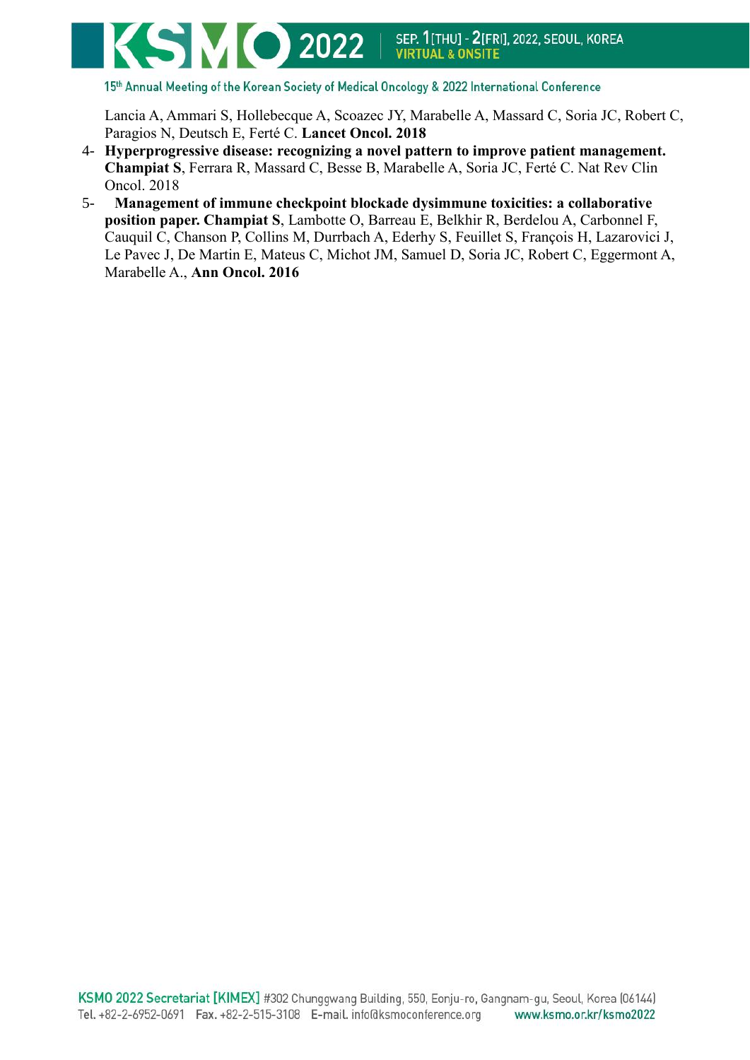Lancia A, Ammari S, Hollebecque A, Scoazec JY, Marabelle A, Massard C, Soria JC, Robert C, Paragios N, Deutsch E, Ferté C. **Lancet Oncol. 2018**

4- **Hyperprogressive disease: recognizing a novel pattern to improve patient management. Champiat S**, Ferrara R, Massard C, Besse B, Marabelle A, Soria JC, Ferté C. Nat Rev Clin Oncol. 2018

5- **Management of immune checkpoint blockade dysimmune toxicities: a collaborative position paper. Champiat S**, Lambotte O, Barreau E, Belkhir R, Berdelou A, Carbonnel F, Cauquil C, Chanson P, Collins M, Durrbach A, Ederhy S, Feuillet S, François H, Lazarovici J, Le Pavec J, De Martin E, Mateus C, Michot JM, Samuel D, Soria JC, Robert C, Eggermont A, Marabelle A., **Ann Oncol. 2016**